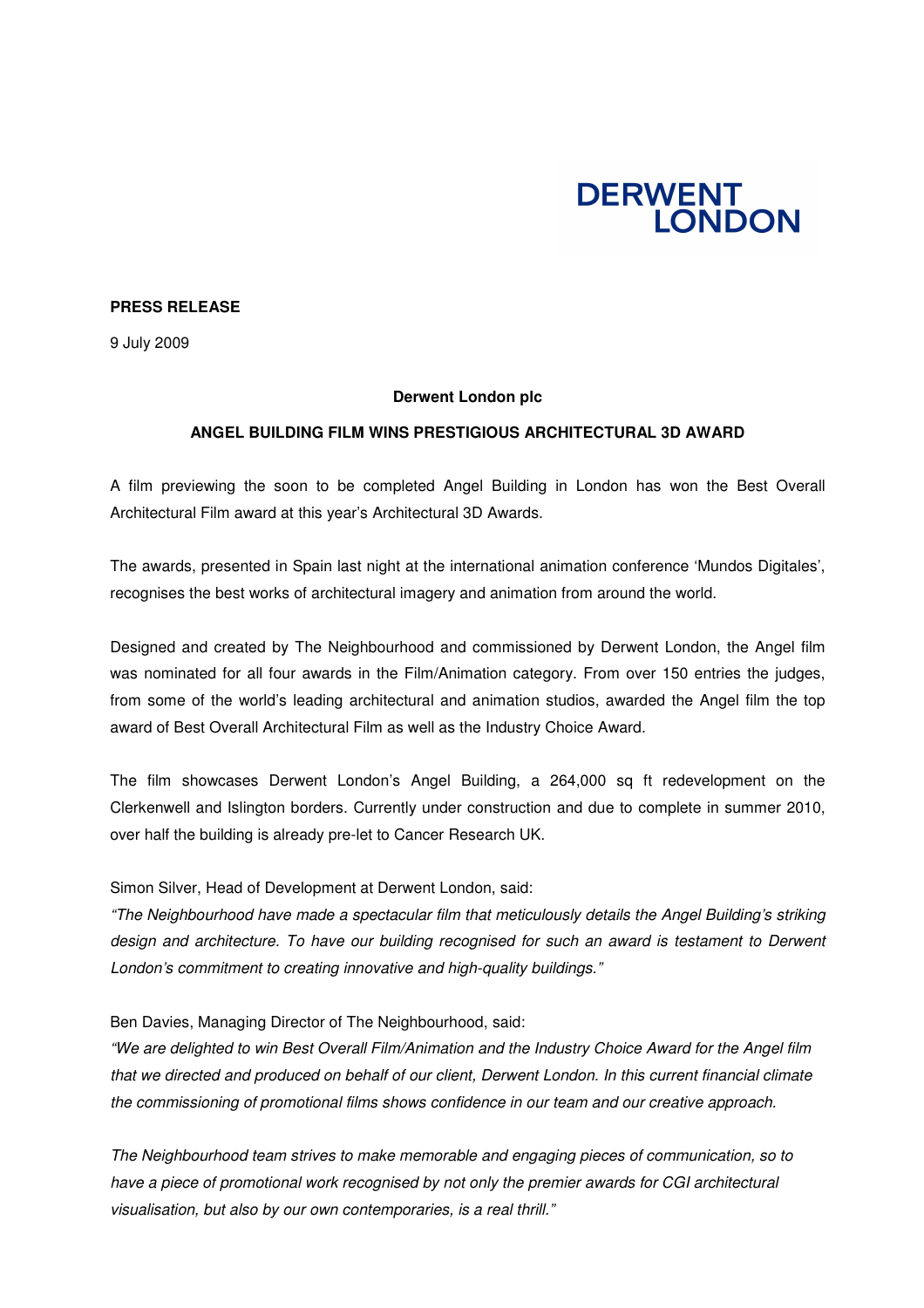DERWENT LONDON

**PRESS RELEASE**

9 July 2009

**Derwent London plc**

**ANGEL BUILDING FILM WINS PRESTIGIOUS ARCHITECTURAL 3D AWARD**

A film previewing the soon to be completed Angel Building in London has won the Best Overall Architectural Film award at this year's Architectural 3D Awards.

The awards, presented in Spain last night at the international animation conference 'Mundos Digitales', recognises the best works of architectural imagery and animation from around the world.

Designed and created by The Neighbourhood and commissioned by Derwent London, the Angel film was nominated for all four awards in the Film/Animation category. From over 150 entries the judges, from some of the world's leading architectural and animation studios, awarded the Angel film the top award of Best Overall Architectural Film as well as the Industry Choice Award.

The film showcases Derwent London's Angel Building, a 264,000 sq ft redevelopment on the Clerkenwell and Islington borders. Currently under construction and due to complete in summer 2010, over half the building is already pre-let to Cancer Research UK.

Simon Silver, Head of Development at Derwent London, said:
*"The Neighbourhood have made a spectacular film that meticulously details the Angel Building's striking design and architecture. To have our building recognised for such an award is testament to Derwent London's commitment to creating innovative and high-quality buildings."*

Ben Davies, Managing Director of The Neighbourhood, said:
*"We are delighted to win Best Overall Film/Animation and the Industry Choice Award for the Angel film that we directed and produced on behalf of our client, Derwent London. In this current financial climate the commissioning of promotional films shows confidence in our team and our creative approach.*

*The Neighbourhood team strives to make memorable and engaging pieces of communication, so to have a piece of promotional work recognised by not only the premier awards for CGI architectural visualisation, but also by our own contemporaries, is a real thrill."*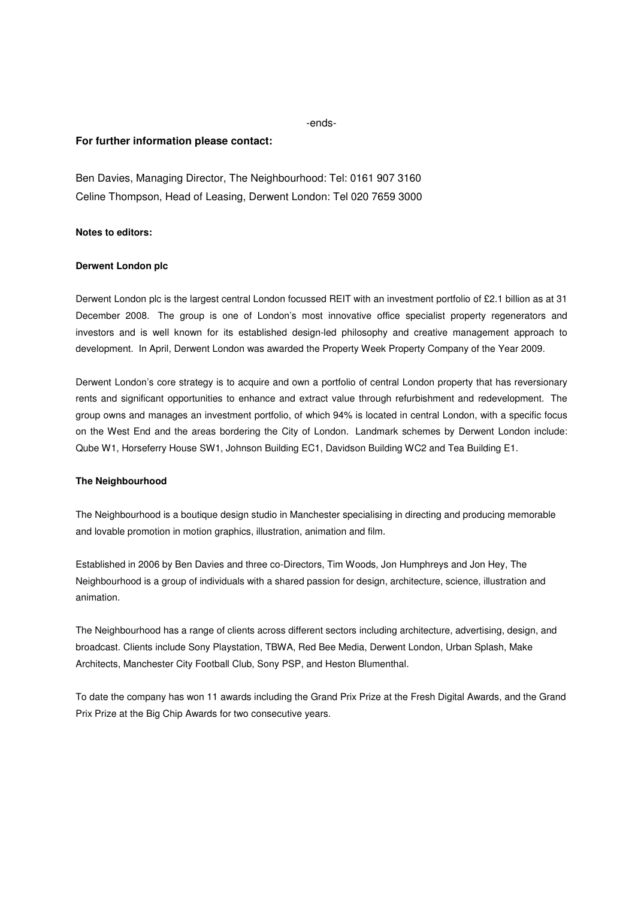-ends-

**For further information please contact:**

Ben Davies, Managing Director, The Neighbourhood: Tel: 0161 907 3160
Celine Thompson, Head of Leasing, Derwent London: Tel 020 7659 3000

**Notes to editors:**

**Derwent London plc**

Derwent London plc is the largest central London focussed REIT with an investment portfolio of £2.1 billion as at 31 December 2008. The group is one of London's most innovative office specialist property regenerators and investors and is well known for its established design-led philosophy and creative management approach to development. In April, Derwent London was awarded the Property Week Property Company of the Year 2009.

Derwent London's core strategy is to acquire and own a portfolio of central London property that has reversionary rents and significant opportunities to enhance and extract value through refurbishment and redevelopment. The group owns and manages an investment portfolio, of which 94% is located in central London, with a specific focus on the West End and the areas bordering the City of London. Landmark schemes by Derwent London include: Qube W1, Horseferry House SW1, Johnson Building EC1, Davidson Building WC2 and Tea Building E1.

**The Neighbourhood**

The Neighbourhood is a boutique design studio in Manchester specialising in directing and producing memorable and lovable promotion in motion graphics, illustration, animation and film.

Established in 2006 by Ben Davies and three co-Directors, Tim Woods, Jon Humphreys and Jon Hey, The Neighbourhood is a group of individuals with a shared passion for design, architecture, science, illustration and animation.

The Neighbourhood has a range of clients across different sectors including architecture, advertising, design, and broadcast. Clients include Sony Playstation, TBWA, Red Bee Media, Derwent London, Urban Splash, Make Architects, Manchester City Football Club, Sony PSP, and Heston Blumenthal.

To date the company has won 11 awards including the Grand Prix Prize at the Fresh Digital Awards, and the Grand Prix Prize at the Big Chip Awards for two consecutive years.